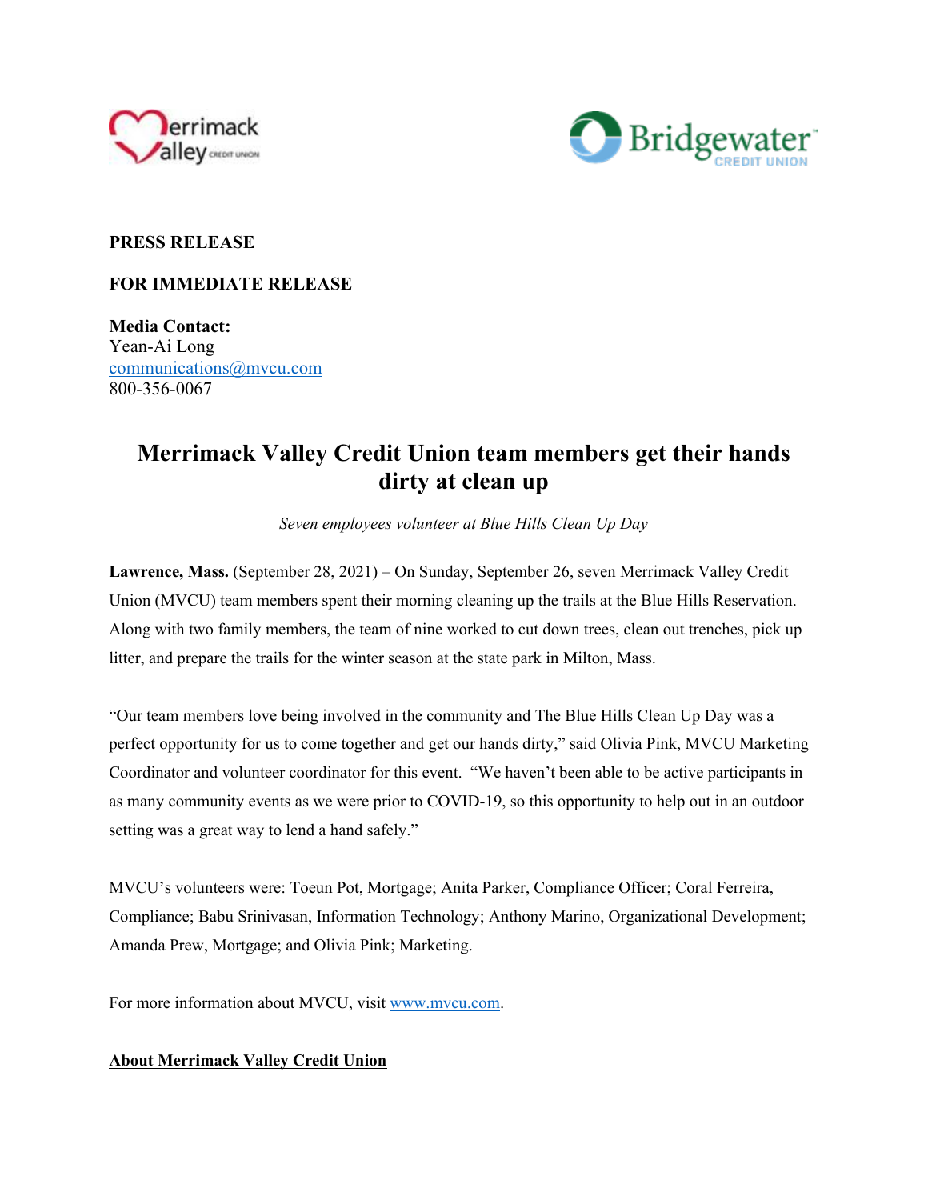**PRESS RELEASE**

**FOR IMMEDIATE RELEASE**

**Media Contact:**
Yean-Ai Long
communications@mvcu.com
800-356-0067

# Merrimack Valley Credit Union team members get their hands dirty at clean up

*Seven employees volunteer at Blue Hills Clean Up Day*

**Lawrence, Mass.** (September 28, 2021) – On Sunday, September 26, seven Merrimack Valley Credit Union (MVCU) team members spent their morning cleaning up the trails at the Blue Hills Reservation. Along with two family members, the team of nine worked to cut down trees, clean out trenches, pick up litter, and prepare the trails for the winter season at the state park in Milton, Mass.

"Our team members love being involved in the community and The Blue Hills Clean Up Day was a perfect opportunity for us to come together and get our hands dirty," said Olivia Pink, MVCU Marketing Coordinator and volunteer coordinator for this event. "We haven't been able to be active participants in as many community events as we were prior to COVID-19, so this opportunity to help out in an outdoor setting was a great way to lend a hand safely."

MVCU's volunteers were: Toeun Pot, Mortgage; Anita Parker, Compliance Officer; Coral Ferreira, Compliance; Babu Srinivasan, Information Technology; Anthony Marino, Organizational Development; Amanda Prew, Mortgage; and Olivia Pink; Marketing.

For more information about MVCU, visit www.mvcu.com.

**About Merrimack Valley Credit Union**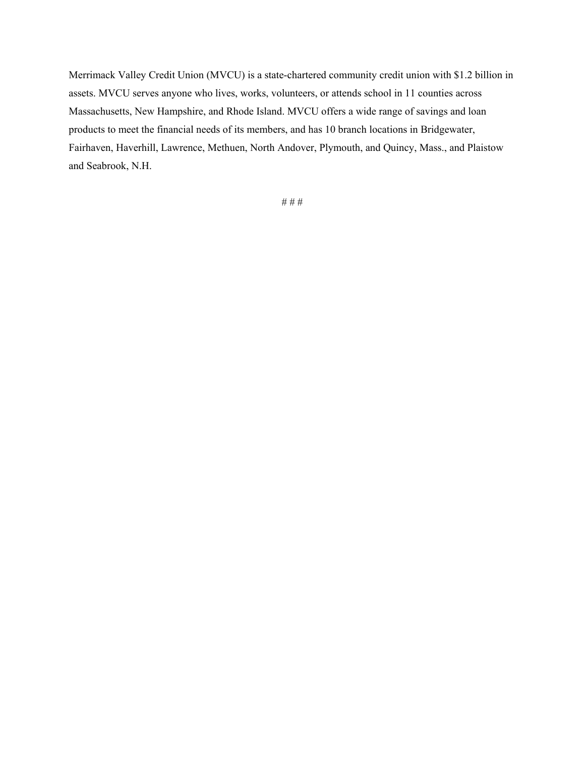Merrimack Valley Credit Union (MVCU) is a state-chartered community credit union with $1.2 billion in assets. MVCU serves anyone who lives, works, volunteers, or attends school in 11 counties across Massachusetts, New Hampshire, and Rhode Island. MVCU offers a wide range of savings and loan products to meet the financial needs of its members, and has 10 branch locations in Bridgewater, Fairhaven, Haverhill, Lawrence, Methuen, North Andover, Plymouth, and Quincy, Mass., and Plaistow and Seabrook, N.H.

# # #